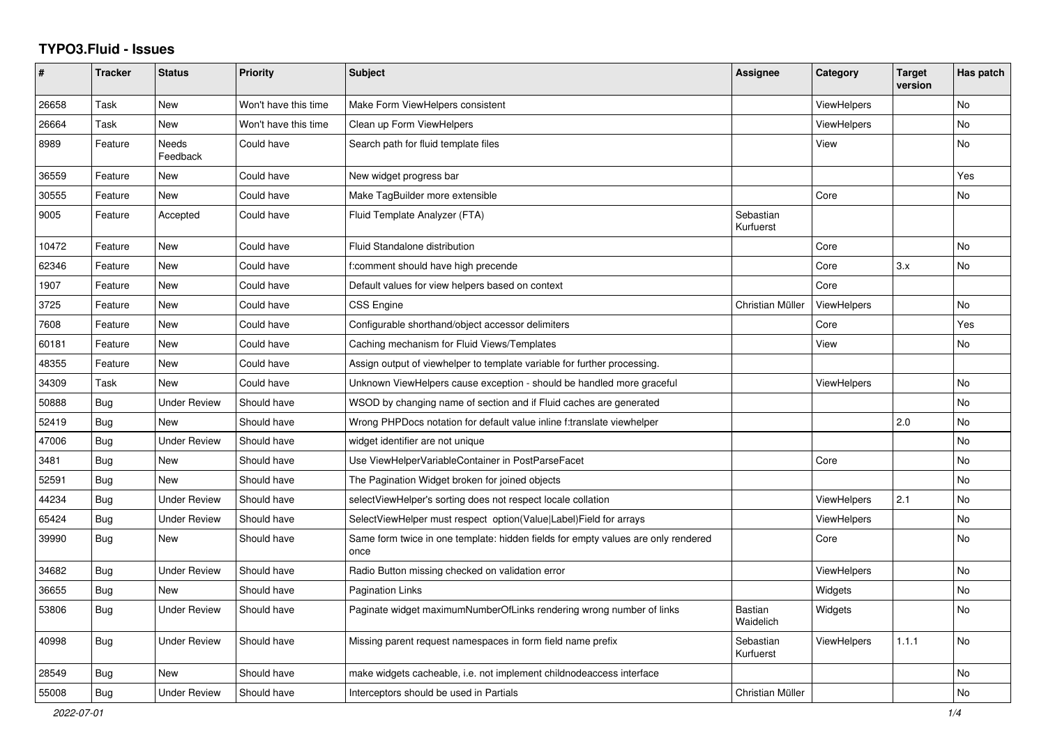# TYPO3.Fluid - Issues

| # | Tracker | Status | Priority | Subject | Assignee | Category | Target version | Has patch |
|---|---|---|---|---|---|---|---|---|
| 26658 | Task | New | Won't have this time | Make Form ViewHelpers consistent | | ViewHelpers | | No |
| 26664 | Task | New | Won't have this time | Clean up Form ViewHelpers | | ViewHelpers | | No |
| 8989 | Feature | Needs Feedback | Could have | Search path for fluid template files | | View | | No |
| 36559 | Feature | New | Could have | New widget progress bar | | | | Yes |
| 30555 | Feature | New | Could have | Make TagBuilder more extensible | | Core | | No |
| 9005 | Feature | Accepted | Could have | Fluid Template Analyzer (FTA) | Sebastian Kurfuerst | | | |
| 10472 | Feature | New | Could have | Fluid Standalone distribution | | Core | | No |
| 62346 | Feature | New | Could have | f:comment should have high precende | | Core | 3.x | No |
| 1907 | Feature | New | Could have | Default values for view helpers based on context | | Core | | |
| 3725 | Feature | New | Could have | CSS Engine | Christian Müller | ViewHelpers | | No |
| 7608 | Feature | New | Could have | Configurable shorthand/object accessor delimiters | | Core | | Yes |
| 60181 | Feature | New | Could have | Caching mechanism for Fluid Views/Templates | | View | | No |
| 48355 | Feature | New | Could have | Assign output of viewhelper to template variable for further processing. | | | | |
| 34309 | Task | New | Could have | Unknown ViewHelpers cause exception - should be handled more graceful | | ViewHelpers | | No |
| 50888 | Bug | Under Review | Should have | WSOD by changing name of section and if Fluid caches are generated | | | | No |
| 52419 | Bug | New | Should have | Wrong PHPDocs notation for default value inline f:translate viewhelper | | | 2.0 | No |
| 47006 | Bug | Under Review | Should have | widget identifier are not unique | | | | No |
| 3481 | Bug | New | Should have | Use ViewHelperVariableContainer in PostParseFacet | | Core | | No |
| 52591 | Bug | New | Should have | The Pagination Widget broken for joined objects | | | | No |
| 44234 | Bug | Under Review | Should have | selectViewHelper's sorting does not respect locale collation | | ViewHelpers | 2.1 | No |
| 65424 | Bug | Under Review | Should have | SelectViewHelper must respect option(Value\|Label)Field for arrays | | ViewHelpers | | No |
| 39990 | Bug | New | Should have | Same form twice in one template: hidden fields for empty values are only rendered once | | Core | | No |
| 34682 | Bug | Under Review | Should have | Radio Button missing checked on validation error | | ViewHelpers | | No |
| 36655 | Bug | New | Should have | Pagination Links | | Widgets | | No |
| 53806 | Bug | Under Review | Should have | Paginate widget maximumNumberOfLinks rendering wrong number of links | Bastian Waidelich | Widgets | | No |
| 40998 | Bug | Under Review | Should have | Missing parent request namespaces in form field name prefix | Sebastian Kurfuerst | ViewHelpers | 1.1.1 | No |
| 28549 | Bug | New | Should have | make widgets cacheable, i.e. not implement childnodeaccess interface | | | | No |
| 55008 | Bug | Under Review | Should have | Interceptors should be used in Partials | Christian Müller | | | No |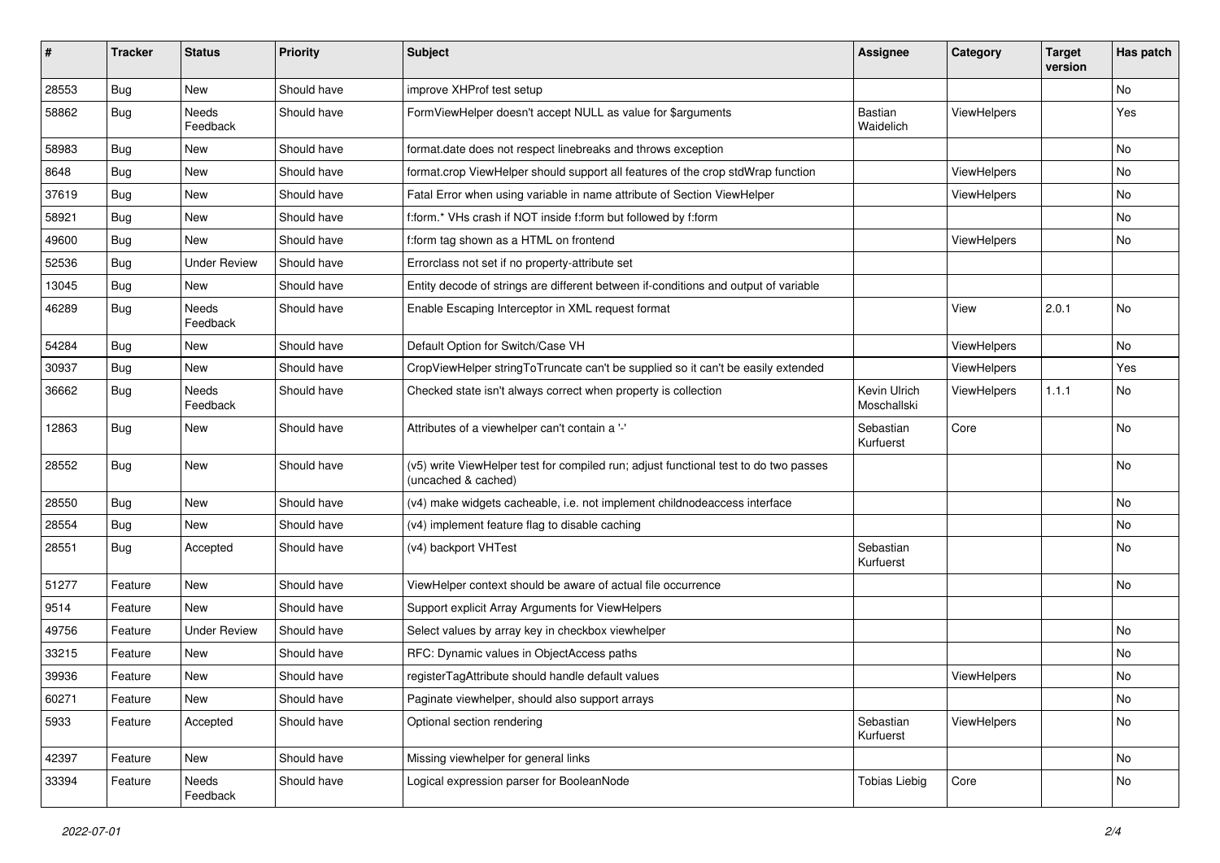| # | Tracker | Status | Priority | Subject | Assignee | Category | Target version | Has patch |
| --- | --- | --- | --- | --- | --- | --- | --- | --- |
| 28553 | Bug | New | Should have | improve XHProf test setup | | | | No |
| 58862 | Bug | Needs Feedback | Should have | FormViewHelper doesn't accept NULL as value for $arguments | Bastian Waidelich | ViewHelpers | | Yes |
| 58983 | Bug | New | Should have | format.date does not respect linebreaks and throws exception | | | | No |
| 8648 | Bug | New | Should have | format.crop ViewHelper should support all features of the crop stdWrap function | | ViewHelpers | | No |
| 37619 | Bug | New | Should have | Fatal Error when using variable in name attribute of Section ViewHelper | | ViewHelpers | | No |
| 58921 | Bug | New | Should have | f:form.* VHs crash if NOT inside f:form but followed by f:form | | | | No |
| 49600 | Bug | New | Should have | f:form tag shown as a HTML on frontend | | ViewHelpers | | No |
| 52536 | Bug | Under Review | Should have | Errorclass not set if no property-attribute set | | | | |
| 13045 | Bug | New | Should have | Entity decode of strings are different between if-conditions and output of variable | | | | |
| 46289 | Bug | Needs Feedback | Should have | Enable Escaping Interceptor in XML request format | | View | 2.0.1 | No |
| 54284 | Bug | New | Should have | Default Option for Switch/Case VH | | ViewHelpers | | No |
| 30937 | Bug | New | Should have | CropViewHelper stringToTruncate can't be supplied so it can't be easily extended | | ViewHelpers | | Yes |
| 36662 | Bug | Needs Feedback | Should have | Checked state isn't always correct when property is collection | Kevin Ulrich Moschallski | ViewHelpers | 1.1.1 | No |
| 12863 | Bug | New | Should have | Attributes of a viewhelper can't contain a '-' | Sebastian Kurfuerst | Core | | No |
| 28552 | Bug | New | Should have | (v5) write ViewHelper test for compiled run; adjust functional test to do two passes (uncached & cached) | | | | No |
| 28550 | Bug | New | Should have | (v4) make widgets cacheable, i.e. not implement childnodeaccess interface | | | | No |
| 28554 | Bug | New | Should have | (v4) implement feature flag to disable caching | | | | No |
| 28551 | Bug | Accepted | Should have | (v4) backport VHTest | Sebastian Kurfuerst | | | No |
| 51277 | Feature | New | Should have | ViewHelper context should be aware of actual file occurrence | | | | No |
| 9514 | Feature | New | Should have | Support explicit Array Arguments for ViewHelpers | | | | |
| 49756 | Feature | Under Review | Should have | Select values by array key in checkbox viewhelper | | | | No |
| 33215 | Feature | New | Should have | RFC: Dynamic values in ObjectAccess paths | | | | No |
| 39936 | Feature | New | Should have | registerTagAttribute should handle default values | | ViewHelpers | | No |
| 60271 | Feature | New | Should have | Paginate viewhelper, should also support arrays | | | | No |
| 5933 | Feature | Accepted | Should have | Optional section rendering | Sebastian Kurfuerst | ViewHelpers | | No |
| 42397 | Feature | New | Should have | Missing viewhelper for general links | | | | No |
| 33394 | Feature | Needs Feedback | Should have | Logical expression parser for BooleanNode | Tobias Liebig | Core | | No |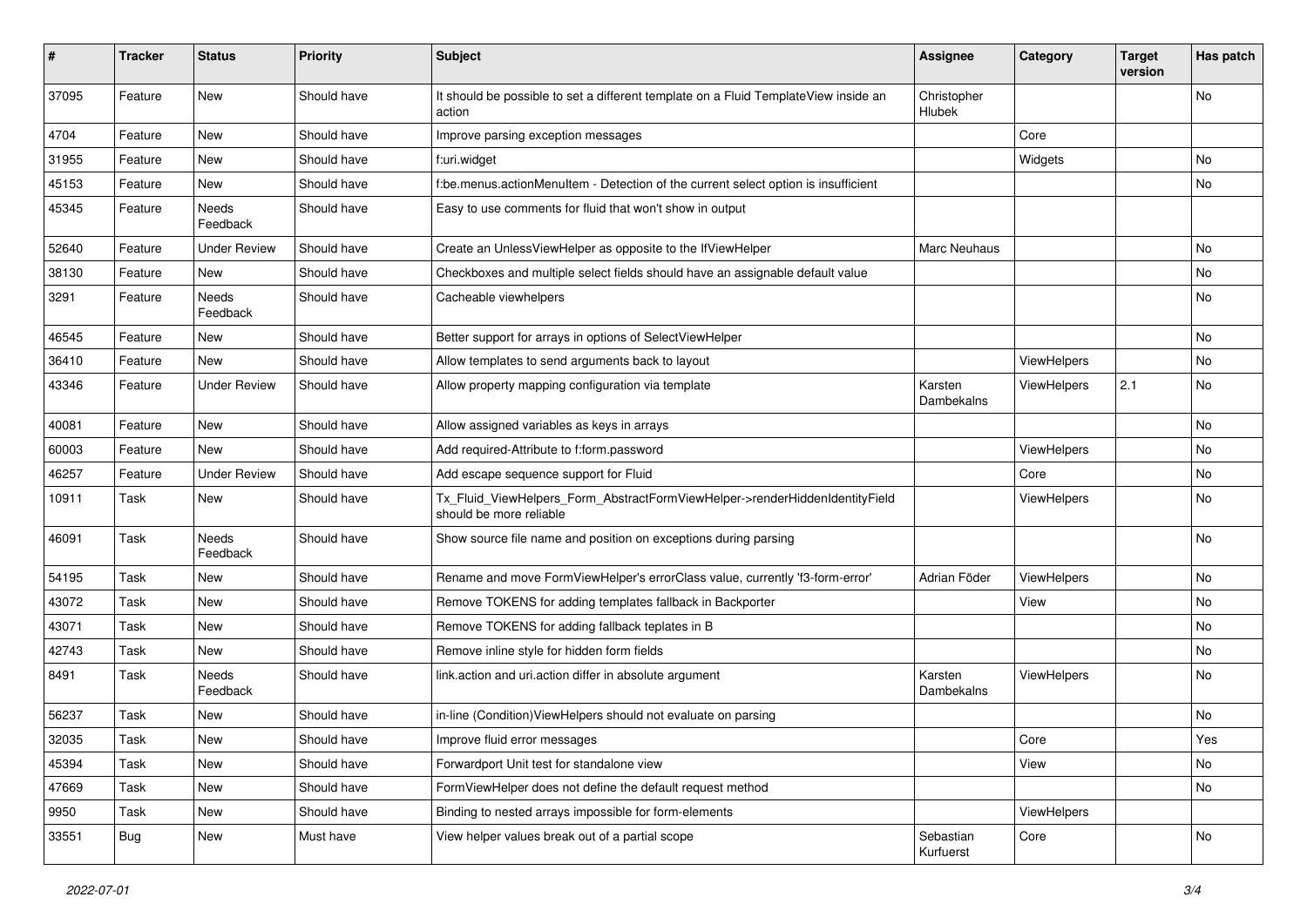| # | Tracker | Status | Priority | Subject | Assignee | Category | Target version | Has patch |
|---|---|---|---|---|---|---|---|---|
| 37095 | Feature | New | Should have | It should be possible to set a different template on a Fluid TemplateView inside an action | Christopher Hlubek | | | No |
| 4704 | Feature | New | Should have | Improve parsing exception messages | | Core | | |
| 31955 | Feature | New | Should have | f:uri.widget | | Widgets | | No |
| 45153 | Feature | New | Should have | f:be.menus.actionMenuItem - Detection of the current select option is insufficient | | | | No |
| 45345 | Feature | Needs Feedback | Should have | Easy to use comments for fluid that won't show in output | | | | |
| 52640 | Feature | Under Review | Should have | Create an UnlessViewHelper as opposite to the IfViewHelper | Marc Neuhaus | | | No |
| 38130 | Feature | New | Should have | Checkboxes and multiple select fields should have an assignable default value | | | | No |
| 3291 | Feature | Needs Feedback | Should have | Cacheable viewhelpers | | | | No |
| 46545 | Feature | New | Should have | Better support for arrays in options of SelectViewHelper | | | | No |
| 36410 | Feature | New | Should have | Allow templates to send arguments back to layout | | ViewHelpers | | No |
| 43346 | Feature | Under Review | Should have | Allow property mapping configuration via template | Karsten Dambekalns | ViewHelpers | 2.1 | No |
| 40081 | Feature | New | Should have | Allow assigned variables as keys in arrays | | | | No |
| 60003 | Feature | New | Should have | Add required-Attribute to f:form.password | | ViewHelpers | | No |
| 46257 | Feature | Under Review | Should have | Add escape sequence support for Fluid | | Core | | No |
| 10911 | Task | New | Should have | Tx_Fluid_ViewHelpers_Form_AbstractFormViewHelper->renderHiddenIdentityField should be more reliable | | ViewHelpers | | No |
| 46091 | Task | Needs Feedback | Should have | Show source file name and position on exceptions during parsing | | | | No |
| 54195 | Task | New | Should have | Rename and move FormViewHelper's errorClass value, currently 'f3-form-error' | Adrian Föder | ViewHelpers | | No |
| 43072 | Task | New | Should have | Remove TOKENS for adding templates fallback in Backporter | | View | | No |
| 43071 | Task | New | Should have | Remove TOKENS for adding fallback teplates in B | | | | No |
| 42743 | Task | New | Should have | Remove inline style for hidden form fields | | | | No |
| 8491 | Task | Needs Feedback | Should have | link.action and uri.action differ in absolute argument | Karsten Dambekalns | ViewHelpers | | No |
| 56237 | Task | New | Should have | in-line (Condition)ViewHelpers should not evaluate on parsing | | | | No |
| 32035 | Task | New | Should have | Improve fluid error messages | | Core | | Yes |
| 45394 | Task | New | Should have | Forwardport Unit test for standalone view | | View | | No |
| 47669 | Task | New | Should have | FormViewHelper does not define the default request method | | | | No |
| 9950 | Task | New | Should have | Binding to nested arrays impossible for form-elements | | ViewHelpers | | |
| 33551 | Bug | New | Must have | View helper values break out of a partial scope | Sebastian Kurfuerst | Core | | No |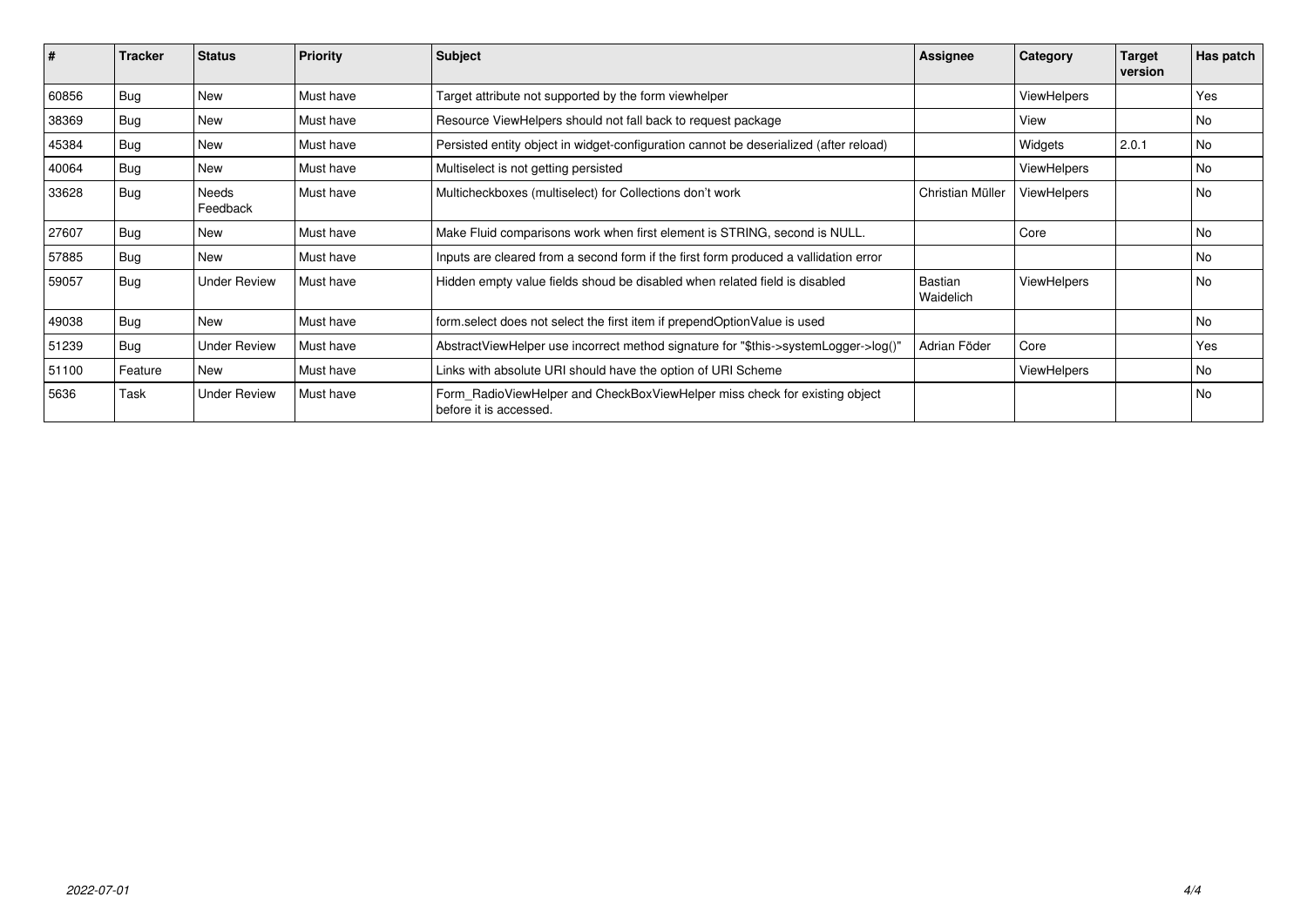| # | Tracker | Status | Priority | Subject | Assignee | Category | Target version | Has patch |
|---|---|---|---|---|---|---|---|---|
| 60856 | Bug | New | Must have | Target attribute not supported by the form viewhelper | | ViewHelpers | | Yes |
| 38369 | Bug | New | Must have | Resource ViewHelpers should not fall back to request package | | View | | No |
| 45384 | Bug | New | Must have | Persisted entity object in widget-configuration cannot be deserialized (after reload) | | Widgets | 2.0.1 | No |
| 40064 | Bug | New | Must have | Multiselect is not getting persisted | | ViewHelpers | | No |
| 33628 | Bug | Needs Feedback | Must have | Multicheckboxes (multiselect) for Collections don't work | Christian Müller | ViewHelpers | | No |
| 27607 | Bug | New | Must have | Make Fluid comparisons work when first element is STRING, second is NULL. | | Core | | No |
| 57885 | Bug | New | Must have | Inputs are cleared from a second form if the first form produced a vallidation error | | | | No |
| 59057 | Bug | Under Review | Must have | Hidden empty value fields shoud be disabled when related field is disabled | Bastian Waidelich | ViewHelpers | | No |
| 49038 | Bug | New | Must have | form.select does not select the first item if prependOptionValue is used | | | | No |
| 51239 | Bug | Under Review | Must have | AbstractViewHelper use incorrect method signature for "$this->systemLogger->log()" | Adrian Föder | Core | | Yes |
| 51100 | Feature | New | Must have | Links with absolute URI should have the option of URI Scheme | | ViewHelpers | | No |
| 5636 | Task | Under Review | Must have | Form_RadioViewHelper and CheckBoxViewHelper miss check for existing object before it is accessed. | | | | No |